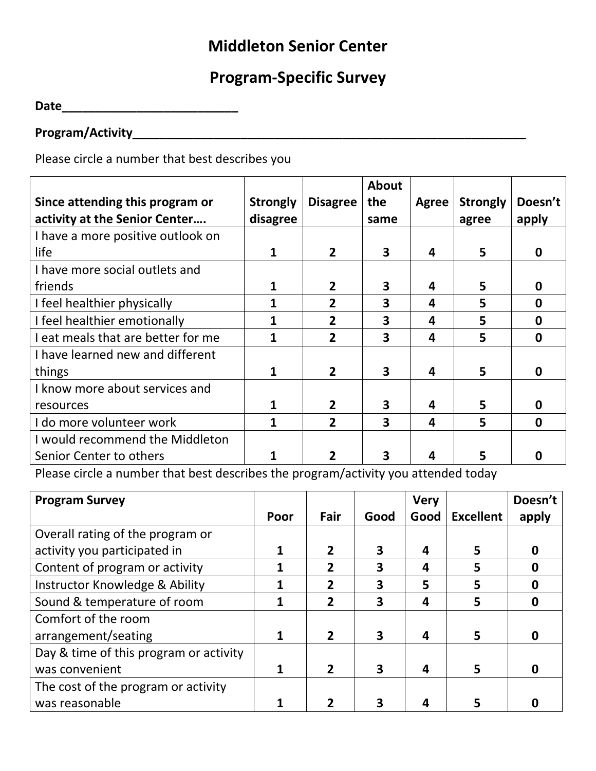# Middleton Senior Center

## Program-Specific Survey

**Date**___________________________

**Program/Activity**_____________________________________________________________

Please circle a number that best describes you

| Since attending this program or activity at the Senior Center…. | Strongly disagree | Disagree | About the same | Agree | Strongly agree | Doesn't apply |
|---|---|---|---|---|---|---|
| I have a more positive outlook on life | 1 | 2 | 3 | 4 | 5 | 0 |
| I have more social outlets and friends | 1 | 2 | 3 | 4 | 5 | 0 |
| I feel healthier physically | 1 | 2 | 3 | 4 | 5 | 0 |
| I feel healthier emotionally | 1 | 2 | 3 | 4 | 5 | 0 |
| I eat meals that are better for me | 1 | 2 | 3 | 4 | 5 | 0 |
| I have learned new and different things | 1 | 2 | 3 | 4 | 5 | 0 |
| I know more about services and resources | 1 | 2 | 3 | 4 | 5 | 0 |
| I do more volunteer work | 1 | 2 | 3 | 4 | 5 | 0 |
| I would recommend the Middleton Senior Center to others | 1 | 2 | 3 | 4 | 5 | 0 |

Please circle a number that best describes the program/activity you attended today

| Program Survey | Poor | Fair | Good | Very Good | Excellent | Doesn't apply |
|---|---|---|---|---|---|---|
| Overall rating of the program or activity you participated in | 1 | 2 | 3 | 4 | 5 | 0 |
| Content of program or activity | 1 | 2 | 3 | 4 | 5 | 0 |
| Instructor Knowledge & Ability | 1 | 2 | 3 | 5 | 5 | 0 |
| Sound & temperature of room | 1 | 2 | 3 | 4 | 5 | 0 |
| Comfort of the room arrangement/seating | 1 | 2 | 3 | 4 | 5 | 0 |
| Day & time of this program or activity was convenient | 1 | 2 | 3 | 4 | 5 | 0 |
| The cost of the program or activity was reasonable | 1 | 2 | 3 | 4 | 5 | 0 |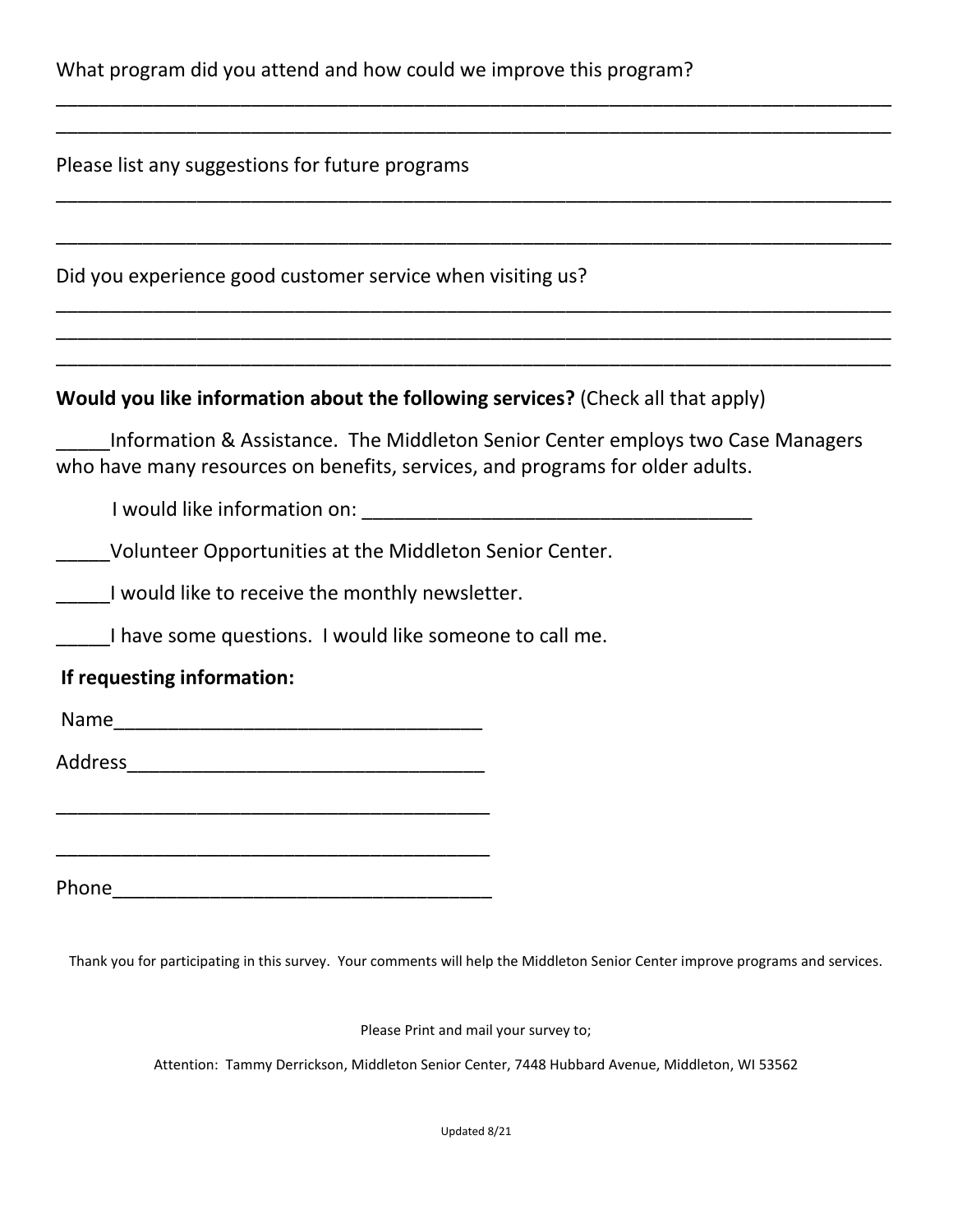What program did you attend and how could we improve this program?

______________________________________________________________________________
______________________________________________________________________________

Please list any suggestions for future programs

______________________________________________________________________________

______________________________________________________________________________

Did you experience good customer service when visiting us?

______________________________________________________________________________
______________________________________________________________________________
______________________________________________________________________________

**Would you like information about the following services?** (Check all that apply)

_____Information & Assistance. The Middleton Senior Center employs two Case Managers who have many resources on benefits, services, and programs for older adults.

I would like information on: ____________________________________

_____Volunteer Opportunities at the Middleton Senior Center.

_____I would like to receive the monthly newsletter.

_____I have some questions. I would like someone to call me.

**If requesting information:**

Name__________________________________

Address_________________________________

_________________________________________

_________________________________________

Phone___________________________________

Thank you for participating in this survey. Your comments will help the Middleton Senior Center improve programs and services.

Please Print and mail your survey to;

Attention: Tammy Derrickson, Middleton Senior Center, 7448 Hubbard Avenue, Middleton, WI 53562

Updated 8/21